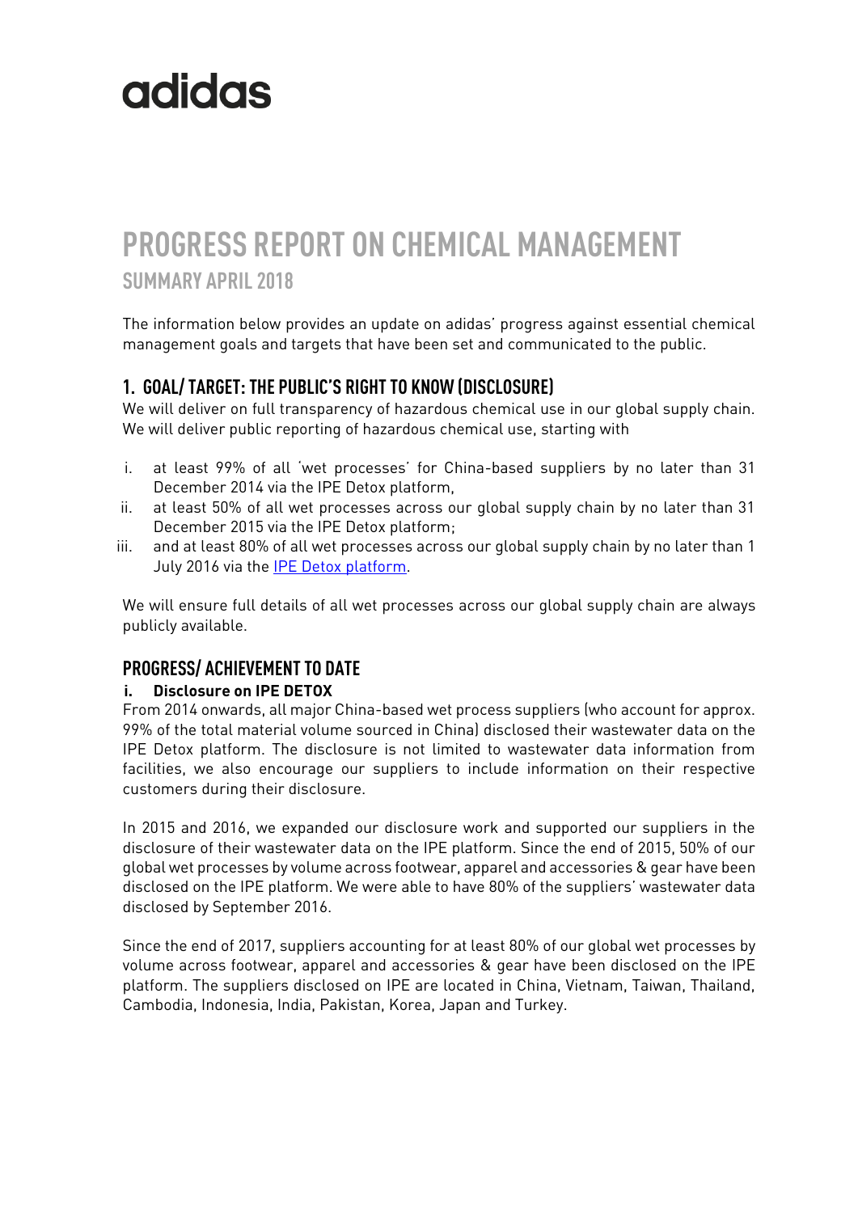# adidas

# PROGRESS REPORT ON CHEMICAL MANAGEMENT

## SUMMARY APRIL 2018

The information below provides an update on adidas' progress against essential chemical management goals and targets that have been set and communicated to the public.

## 1. GOAL/ TARGET: THE PUBLIC'S RIGHT TO KNOW (DISCLOSURE)

We will deliver on full transparency of hazardous chemical use in our global supply chain. We will deliver public reporting of hazardous chemical use, starting with

i. at least 99% of all 'wet processes' for China-based suppliers by no later than 31 December 2014 via the IPE Detox platform,
ii. at least 50% of all wet processes across our global supply chain by no later than 31 December 2015 via the IPE Detox platform;
iii. and at least 80% of all wet processes across our global supply chain by no later than 1 July 2016 via the IPE Detox platform.

We will ensure full details of all wet processes across our global supply chain are always publicly available.

## PROGRESS/ ACHIEVEMENT TO DATE

### i. Disclosure on IPE DETOX

From 2014 onwards, all major China-based wet process suppliers (who account for approx. 99% of the total material volume sourced in China) disclosed their wastewater data on the IPE Detox platform. The disclosure is not limited to wastewater data information from facilities, we also encourage our suppliers to include information on their respective customers during their disclosure.

In 2015 and 2016, we expanded our disclosure work and supported our suppliers in the disclosure of their wastewater data on the IPE platform. Since the end of 2015, 50% of our global wet processes by volume across footwear, apparel and accessories & gear have been disclosed on the IPE platform. We were able to have 80% of the suppliers' wastewater data disclosed by September 2016.

Since the end of 2017, suppliers accounting for at least 80% of our global wet processes by volume across footwear, apparel and accessories & gear have been disclosed on the IPE platform. The suppliers disclosed on IPE are located in China, Vietnam, Taiwan, Thailand, Cambodia, Indonesia, India, Pakistan, Korea, Japan and Turkey.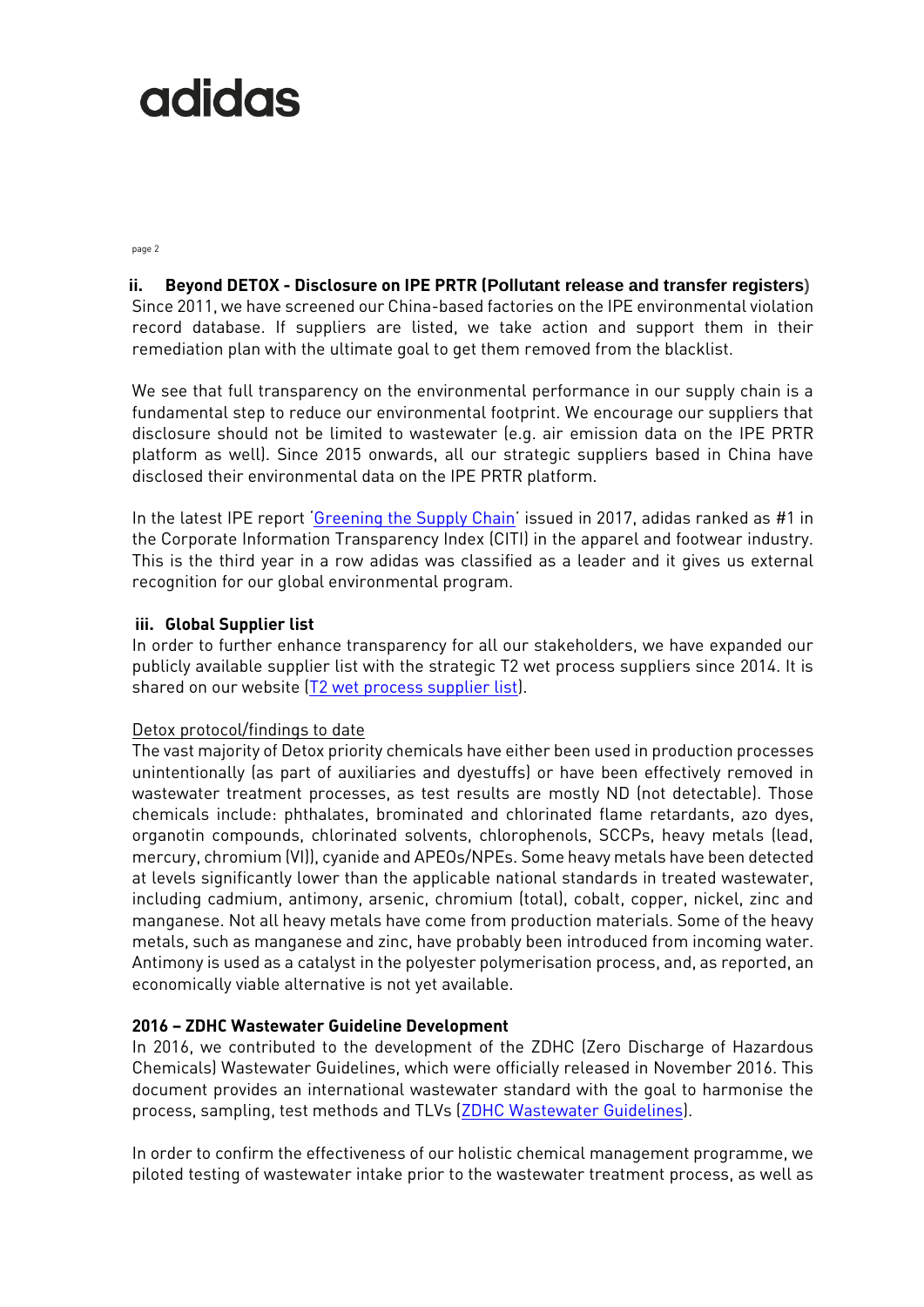### ii. Beyond DETOX - Disclosure on IPE PRTR (Pollutant release and transfer registers)

Since 2011, we have screened our China-based factories on the IPE environmental violation record database. If suppliers are listed, we take action and support them in their remediation plan with the ultimate goal to get them removed from the blacklist.

We see that full transparency on the environmental performance in our supply chain is a fundamental step to reduce our environmental footprint. We encourage our suppliers that disclosure should not be limited to wastewater (e.g. air emission data on the IPE PRTR platform as well). Since 2015 onwards, all our strategic suppliers based in China have disclosed their environmental data on the IPE PRTR platform.

In the latest IPE report 'Greening the Supply Chain' issued in 2017, adidas ranked as #1 in the Corporate Information Transparency Index (CITI) in the apparel and footwear industry. This is the third year in a row adidas was classified as a leader and it gives us external recognition for our global environmental program.

### iii. Global Supplier list

In order to further enhance transparency for all our stakeholders, we have expanded our publicly available supplier list with the strategic T2 wet process suppliers since 2014. It is shared on our website (T2 wet process supplier list).

Detox protocol/findings to date

The vast majority of Detox priority chemicals have either been used in production processes unintentionally (as part of auxiliaries and dyestuffs) or have been effectively removed in wastewater treatment processes, as test results are mostly ND (not detectable). Those chemicals include: phthalates, brominated and chlorinated flame retardants, azo dyes, organotin compounds, chlorinated solvents, chlorophenols, SCCPs, heavy metals (lead, mercury, chromium (VI)), cyanide and APEOs/NPEs. Some heavy metals have been detected at levels significantly lower than the applicable national standards in treated wastewater, including cadmium, antimony, arsenic, chromium (total), cobalt, copper, nickel, zinc and manganese. Not all heavy metals have come from production materials. Some of the heavy metals, such as manganese and zinc, have probably been introduced from incoming water. Antimony is used as a catalyst in the polyester polymerisation process, and, as reported, an economically viable alternative is not yet available.

**2016 – ZDHC Wastewater Guideline Development**

In 2016, we contributed to the development of the ZDHC (Zero Discharge of Hazardous Chemicals) Wastewater Guidelines, which were officially released in November 2016. This document provides an international wastewater standard with the goal to harmonise the process, sampling, test methods and TLVs (ZDHC Wastewater Guidelines).

In order to confirm the effectiveness of our holistic chemical management programme, we piloted testing of wastewater intake prior to the wastewater treatment process, as well as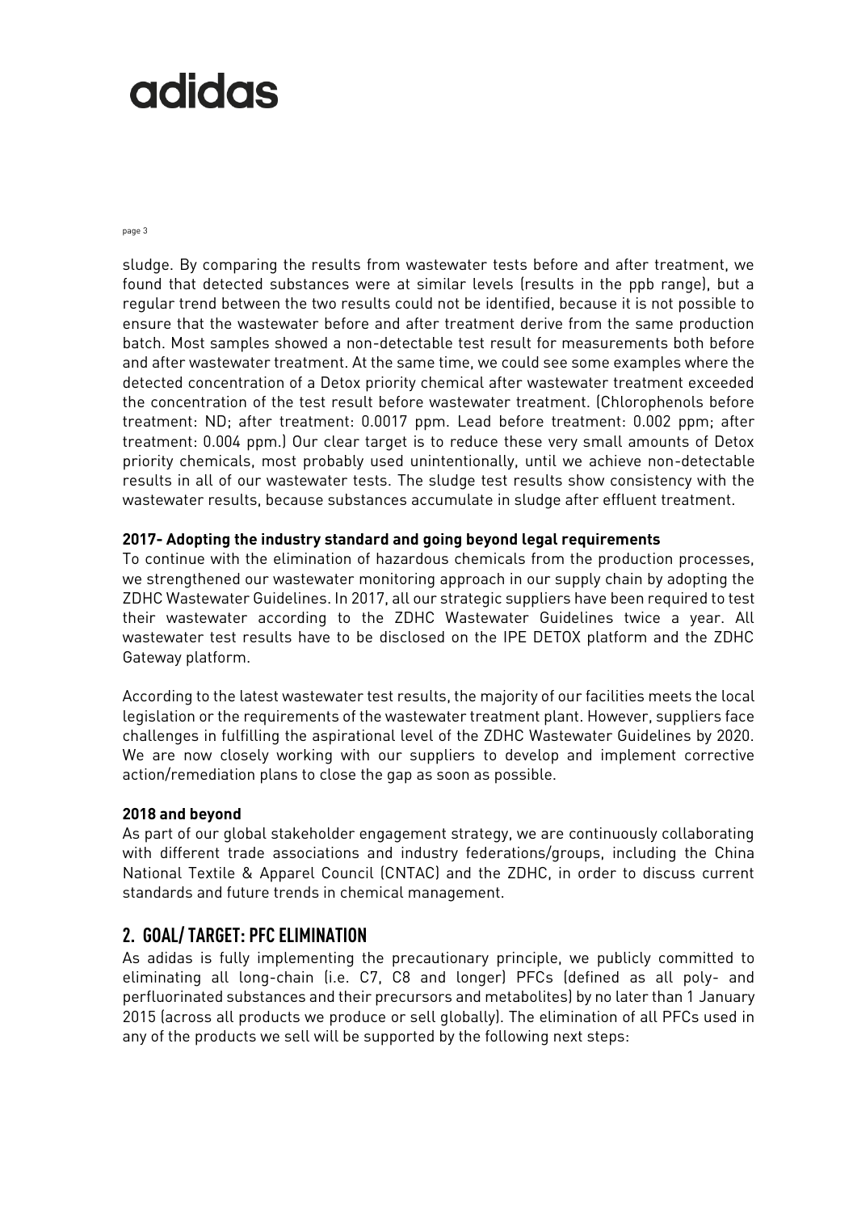sludge. By comparing the results from wastewater tests before and after treatment, we found that detected substances were at similar levels (results in the ppb range), but a regular trend between the two results could not be identified, because it is not possible to ensure that the wastewater before and after treatment derive from the same production batch. Most samples showed a non-detectable test result for measurements both before and after wastewater treatment. At the same time, we could see some examples where the detected concentration of a Detox priority chemical after wastewater treatment exceeded the concentration of the test result before wastewater treatment. (Chlorophenols before treatment: ND; after treatment: 0.0017 ppm. Lead before treatment: 0.002 ppm; after treatment: 0.004 ppm.) Our clear target is to reduce these very small amounts of Detox priority chemicals, most probably used unintentionally, until we achieve non-detectable results in all of our wastewater tests. The sludge test results show consistency with the wastewater results, because substances accumulate in sludge after effluent treatment.

**2017- Adopting the industry standard and going beyond legal requirements**

To continue with the elimination of hazardous chemicals from the production processes, we strengthened our wastewater monitoring approach in our supply chain by adopting the ZDHC Wastewater Guidelines. In 2017, all our strategic suppliers have been required to test their wastewater according to the ZDHC Wastewater Guidelines twice a year. All wastewater test results have to be disclosed on the IPE DETOX platform and the ZDHC Gateway platform.

According to the latest wastewater test results, the majority of our facilities meets the local legislation or the requirements of the wastewater treatment plant. However, suppliers face challenges in fulfilling the aspirational level of the ZDHC Wastewater Guidelines by 2020. We are now closely working with our suppliers to develop and implement corrective action/remediation plans to close the gap as soon as possible.

**2018 and beyond**

As part of our global stakeholder engagement strategy, we are continuously collaborating with different trade associations and industry federations/groups, including the China National Textile & Apparel Council (CNTAC) and the ZDHC, in order to discuss current standards and future trends in chemical management.

## 2. GOAL/ TARGET: PFC ELIMINATION

As adidas is fully implementing the precautionary principle, we publicly committed to eliminating all long-chain (i.e. C7, C8 and longer) PFCs (defined as all poly- and perfluorinated substances and their precursors and metabolites) by no later than 1 January 2015 (across all products we produce or sell globally). The elimination of all PFCs used in any of the products we sell will be supported by the following next steps: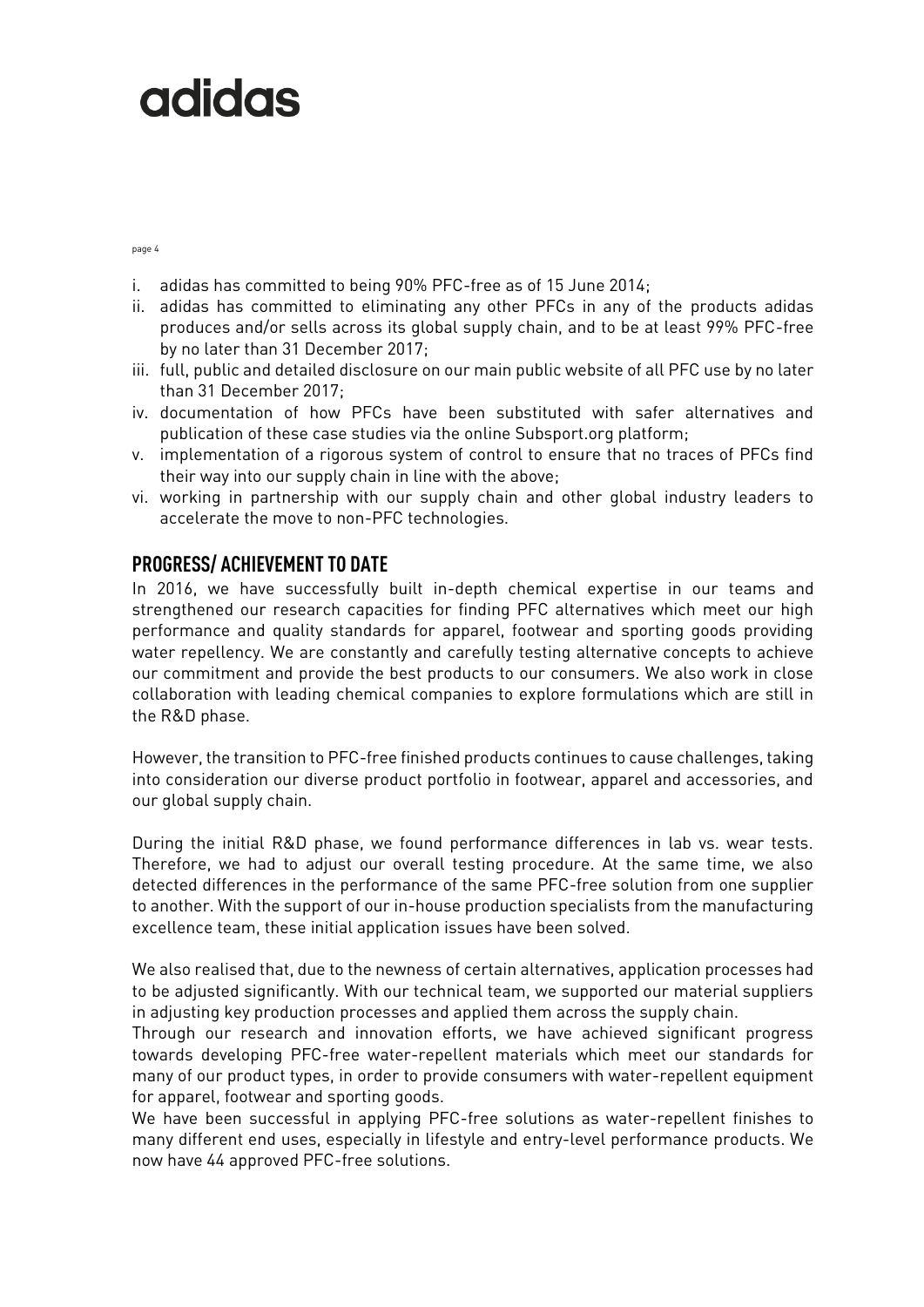i. adidas has committed to being 90% PFC-free as of 15 June 2014;
ii. adidas has committed to eliminating any other PFCs in any of the products adidas produces and/or sells across its global supply chain, and to be at least 99% PFC-free by no later than 31 December 2017;
iii. full, public and detailed disclosure on our main public website of all PFC use by no later than 31 December 2017;
iv. documentation of how PFCs have been substituted with safer alternatives and publication of these case studies via the online Subsport.org platform;
v. implementation of a rigorous system of control to ensure that no traces of PFCs find their way into our supply chain in line with the above;
vi. working in partnership with our supply chain and other global industry leaders to accelerate the move to non-PFC technologies.

## PROGRESS/ ACHIEVEMENT TO DATE

In 2016, we have successfully built in-depth chemical expertise in our teams and strengthened our research capacities for finding PFC alternatives which meet our high performance and quality standards for apparel, footwear and sporting goods providing water repellency. We are constantly and carefully testing alternative concepts to achieve our commitment and provide the best products to our consumers. We also work in close collaboration with leading chemical companies to explore formulations which are still in the R&D phase.

However, the transition to PFC-free finished products continues to cause challenges, taking into consideration our diverse product portfolio in footwear, apparel and accessories, and our global supply chain.

During the initial R&D phase, we found performance differences in lab vs. wear tests. Therefore, we had to adjust our overall testing procedure. At the same time, we also detected differences in the performance of the same PFC-free solution from one supplier to another. With the support of our in-house production specialists from the manufacturing excellence team, these initial application issues have been solved.

We also realised that, due to the newness of certain alternatives, application processes had to be adjusted significantly. With our technical team, we supported our material suppliers in adjusting key production processes and applied them across the supply chain.
Through our research and innovation efforts, we have achieved significant progress towards developing PFC-free water-repellent materials which meet our standards for many of our product types, in order to provide consumers with water-repellent equipment for apparel, footwear and sporting goods.
We have been successful in applying PFC-free solutions as water-repellent finishes to many different end uses, especially in lifestyle and entry-level performance products. We now have 44 approved PFC-free solutions.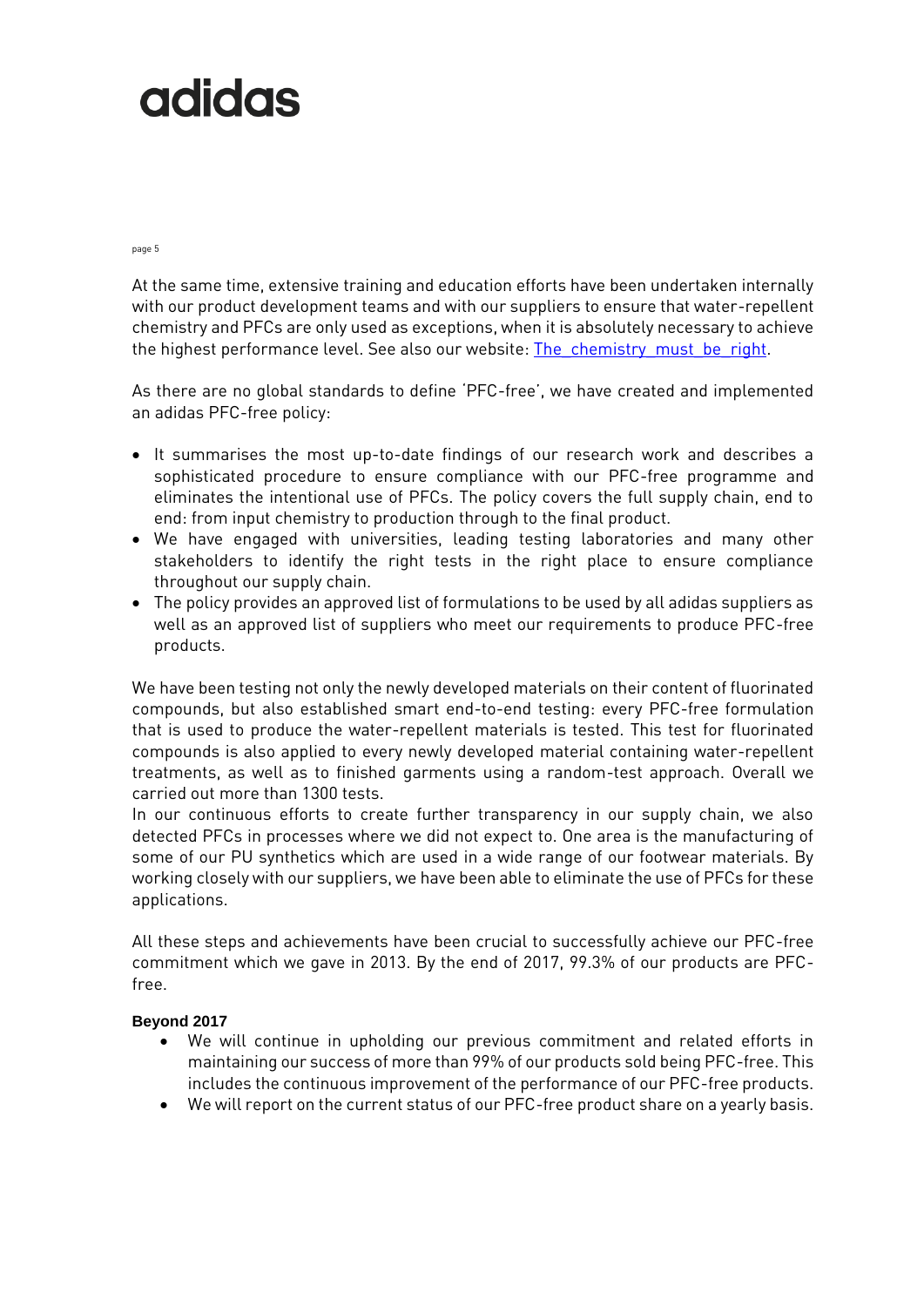At the same time, extensive training and education efforts have been undertaken internally with our product development teams and with our suppliers to ensure that water-repellent chemistry and PFCs are only used as exceptions, when it is absolutely necessary to achieve the highest performance level. See also our website: The chemistry must be right.

As there are no global standards to define 'PFC-free', we have created and implemented an adidas PFC-free policy:

- It summarises the most up-to-date findings of our research work and describes a sophisticated procedure to ensure compliance with our PFC-free programme and eliminates the intentional use of PFCs. The policy covers the full supply chain, end to end: from input chemistry to production through to the final product.
- We have engaged with universities, leading testing laboratories and many other stakeholders to identify the right tests in the right place to ensure compliance throughout our supply chain.
- The policy provides an approved list of formulations to be used by all adidas suppliers as well as an approved list of suppliers who meet our requirements to produce PFC-free products.

We have been testing not only the newly developed materials on their content of fluorinated compounds, but also established smart end-to-end testing: every PFC-free formulation that is used to produce the water-repellent materials is tested. This test for fluorinated compounds is also applied to every newly developed material containing water-repellent treatments, as well as to finished garments using a random-test approach. Overall we carried out more than 1300 tests.

In our continuous efforts to create further transparency in our supply chain, we also detected PFCs in processes where we did not expect to. One area is the manufacturing of some of our PU synthetics which are used in a wide range of our footwear materials. By working closely with our suppliers, we have been able to eliminate the use of PFCs for these applications.

All these steps and achievements have been crucial to successfully achieve our PFC-free commitment which we gave in 2013. By the end of 2017, 99.3% of our products are PFC-free.

**Beyond 2017**

- We will continue in upholding our previous commitment and related efforts in maintaining our success of more than 99% of our products sold being PFC-free. This includes the continuous improvement of the performance of our PFC-free products.
- We will report on the current status of our PFC-free product share on a yearly basis.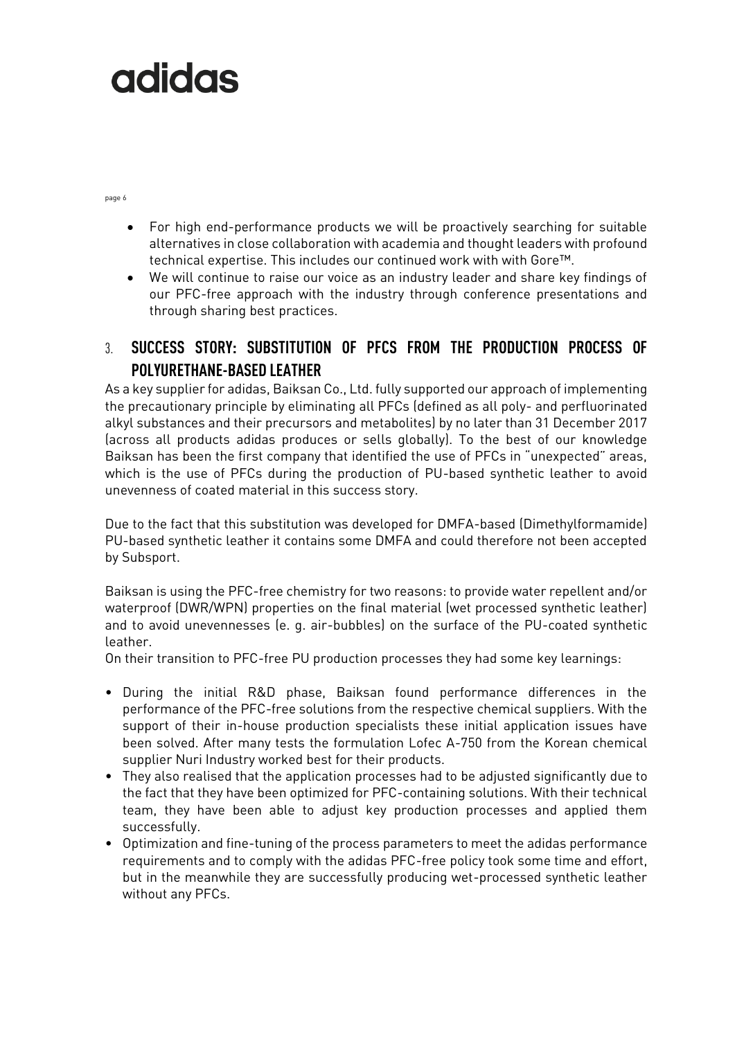- For high end-performance products we will be proactively searching for suitable alternatives in close collaboration with academia and thought leaders with profound technical expertise. This includes our continued work with with Gore™.
- We will continue to raise our voice as an industry leader and share key findings of our PFC-free approach with the industry through conference presentations and through sharing best practices.

## 3. SUCCESS STORY: SUBSTITUTION OF PFCS FROM THE PRODUCTION PROCESS OF POLYURETHANE-BASED LEATHER

As a key supplier for adidas, Baiksan Co., Ltd. fully supported our approach of implementing the precautionary principle by eliminating all PFCs (defined as all poly- and perfluorinated alkyl substances and their precursors and metabolites) by no later than 31 December 2017 (across all products adidas produces or sells globally). To the best of our knowledge Baiksan has been the first company that identified the use of PFCs in "unexpected" areas, which is the use of PFCs during the production of PU-based synthetic leather to avoid unevenness of coated material in this success story.

Due to the fact that this substitution was developed for DMFA-based (Dimethylformamide) PU-based synthetic leather it contains some DMFA and could therefore not been accepted by Subsport.

Baiksan is using the PFC-free chemistry for two reasons: to provide water repellent and/or waterproof (DWR/WPN) properties on the final material (wet processed synthetic leather) and to avoid unevennesses (e. g. air-bubbles) on the surface of the PU-coated synthetic leather.

On their transition to PFC-free PU production processes they had some key learnings:

- During the initial R&D phase, Baiksan found performance differences in the performance of the PFC-free solutions from the respective chemical suppliers. With the support of their in-house production specialists these initial application issues have been solved. After many tests the formulation Lofec A-750 from the Korean chemical supplier Nuri Industry worked best for their products.
- They also realised that the application processes had to be adjusted significantly due to the fact that they have been optimized for PFC-containing solutions. With their technical team, they have been able to adjust key production processes and applied them successfully.
- Optimization and fine-tuning of the process parameters to meet the adidas performance requirements and to comply with the adidas PFC-free policy took some time and effort, but in the meanwhile they are successfully producing wet-processed synthetic leather without any PFCs.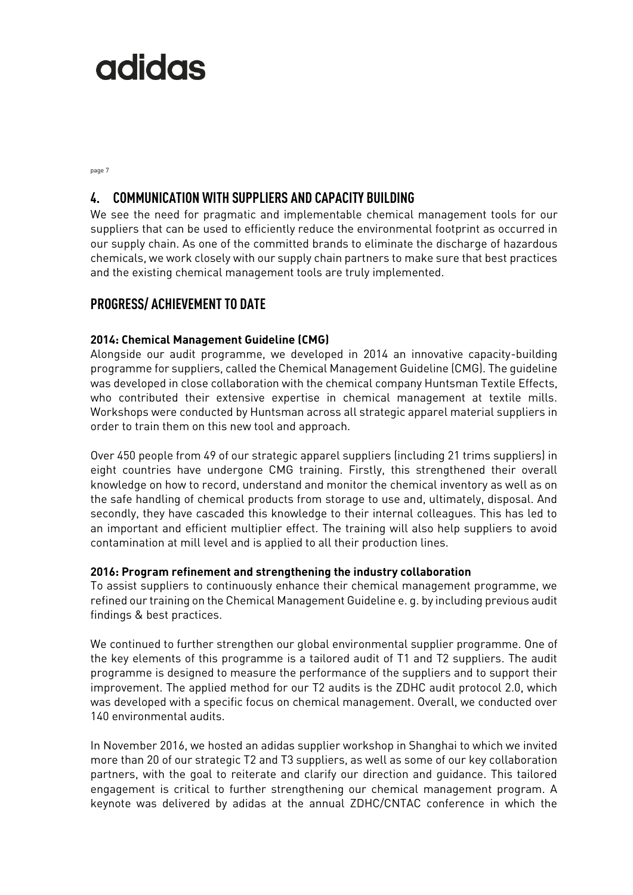## 4. COMMUNICATION WITH SUPPLIERS AND CAPACITY BUILDING

We see the need for pragmatic and implementable chemical management tools for our suppliers that can be used to efficiently reduce the environmental footprint as occurred in our supply chain. As one of the committed brands to eliminate the discharge of hazardous chemicals, we work closely with our supply chain partners to make sure that best practices and the existing chemical management tools are truly implemented.

## PROGRESS/ ACHIEVEMENT TO DATE

### 2014: Chemical Management Guideline (CMG)

Alongside our audit programme, we developed in 2014 an innovative capacity-building programme for suppliers, called the Chemical Management Guideline (CMG). The guideline was developed in close collaboration with the chemical company Huntsman Textile Effects, who contributed their extensive expertise in chemical management at textile mills. Workshops were conducted by Huntsman across all strategic apparel material suppliers in order to train them on this new tool and approach.

Over 450 people from 49 of our strategic apparel suppliers (including 21 trims suppliers) in eight countries have undergone CMG training. Firstly, this strengthened their overall knowledge on how to record, understand and monitor the chemical inventory as well as on the safe handling of chemical products from storage to use and, ultimately, disposal. And secondly, they have cascaded this knowledge to their internal colleagues. This has led to an important and efficient multiplier effect. The training will also help suppliers to avoid contamination at mill level and is applied to all their production lines.

### 2016: Program refinement and strengthening the industry collaboration

To assist suppliers to continuously enhance their chemical management programme, we refined our training on the Chemical Management Guideline e. g. by including previous audit findings & best practices.

We continued to further strengthen our global environmental supplier programme. One of the key elements of this programme is a tailored audit of T1 and T2 suppliers. The audit programme is designed to measure the performance of the suppliers and to support their improvement. The applied method for our T2 audits is the ZDHC audit protocol 2.0, which was developed with a specific focus on chemical management. Overall, we conducted over 140 environmental audits.

In November 2016, we hosted an adidas supplier workshop in Shanghai to which we invited more than 20 of our strategic T2 and T3 suppliers, as well as some of our key collaboration partners, with the goal to reiterate and clarify our direction and guidance. This tailored engagement is critical to further strengthening our chemical management program. A keynote was delivered by adidas at the annual ZDHC/CNTAC conference in which the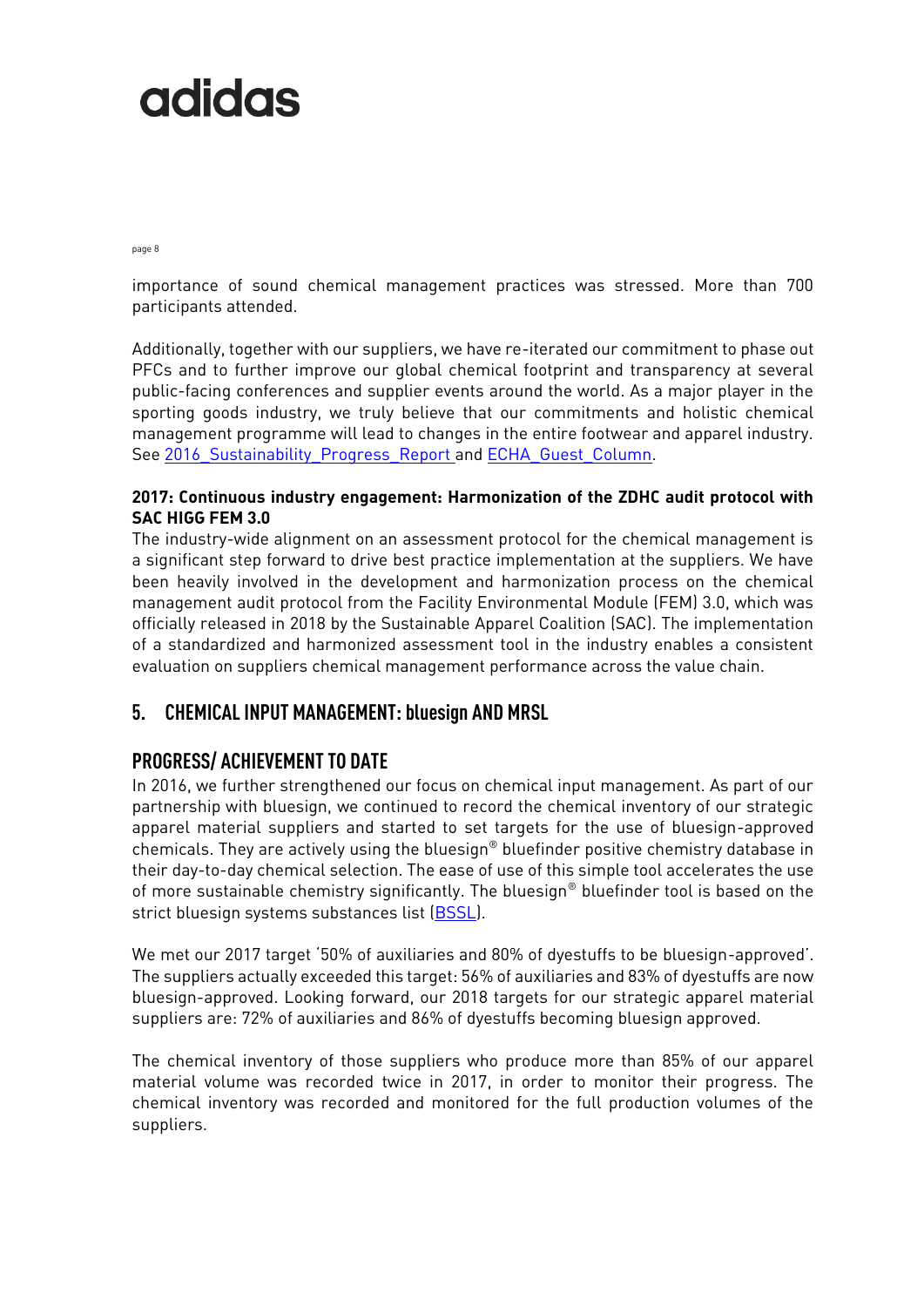importance of sound chemical management practices was stressed. More than 700 participants attended.

Additionally, together with our suppliers, we have re-iterated our commitment to phase out PFCs and to further improve our global chemical footprint and transparency at several public-facing conferences and supplier events around the world. As a major player in the sporting goods industry, we truly believe that our commitments and holistic chemical management programme will lead to changes in the entire footwear and apparel industry. See 2016_Sustainability_Progress_Report and ECHA_Guest_Column.

**2017: Continuous industry engagement: Harmonization of the ZDHC audit protocol with SAC HIGG FEM 3.0**

The industry-wide alignment on an assessment protocol for the chemical management is a significant step forward to drive best practice implementation at the suppliers. We have been heavily involved in the development and harmonization process on the chemical management audit protocol from the Facility Environmental Module (FEM) 3.0, which was officially released in 2018 by the Sustainable Apparel Coalition (SAC). The implementation of a standardized and harmonized assessment tool in the industry enables a consistent evaluation on suppliers chemical management performance across the value chain.

## 5. CHEMICAL INPUT MANAGEMENT: bluesign AND MRSL

## PROGRESS/ ACHIEVEMENT TO DATE

In 2016, we further strengthened our focus on chemical input management. As part of our partnership with bluesign, we continued to record the chemical inventory of our strategic apparel material suppliers and started to set targets for the use of bluesign-approved chemicals. They are actively using the bluesign® bluefinder positive chemistry database in their day-to-day chemical selection. The ease of use of this simple tool accelerates the use of more sustainable chemistry significantly. The bluesign® bluefinder tool is based on the strict bluesign systems substances list (BSSL).

We met our 2017 target '50% of auxiliaries and 80% of dyestuffs to be bluesign-approved'. The suppliers actually exceeded this target: 56% of auxiliaries and 83% of dyestuffs are now bluesign-approved. Looking forward, our 2018 targets for our strategic apparel material suppliers are: 72% of auxiliaries and 86% of dyestuffs becoming bluesign approved.

The chemical inventory of those suppliers who produce more than 85% of our apparel material volume was recorded twice in 2017, in order to monitor their progress. The chemical inventory was recorded and monitored for the full production volumes of the suppliers.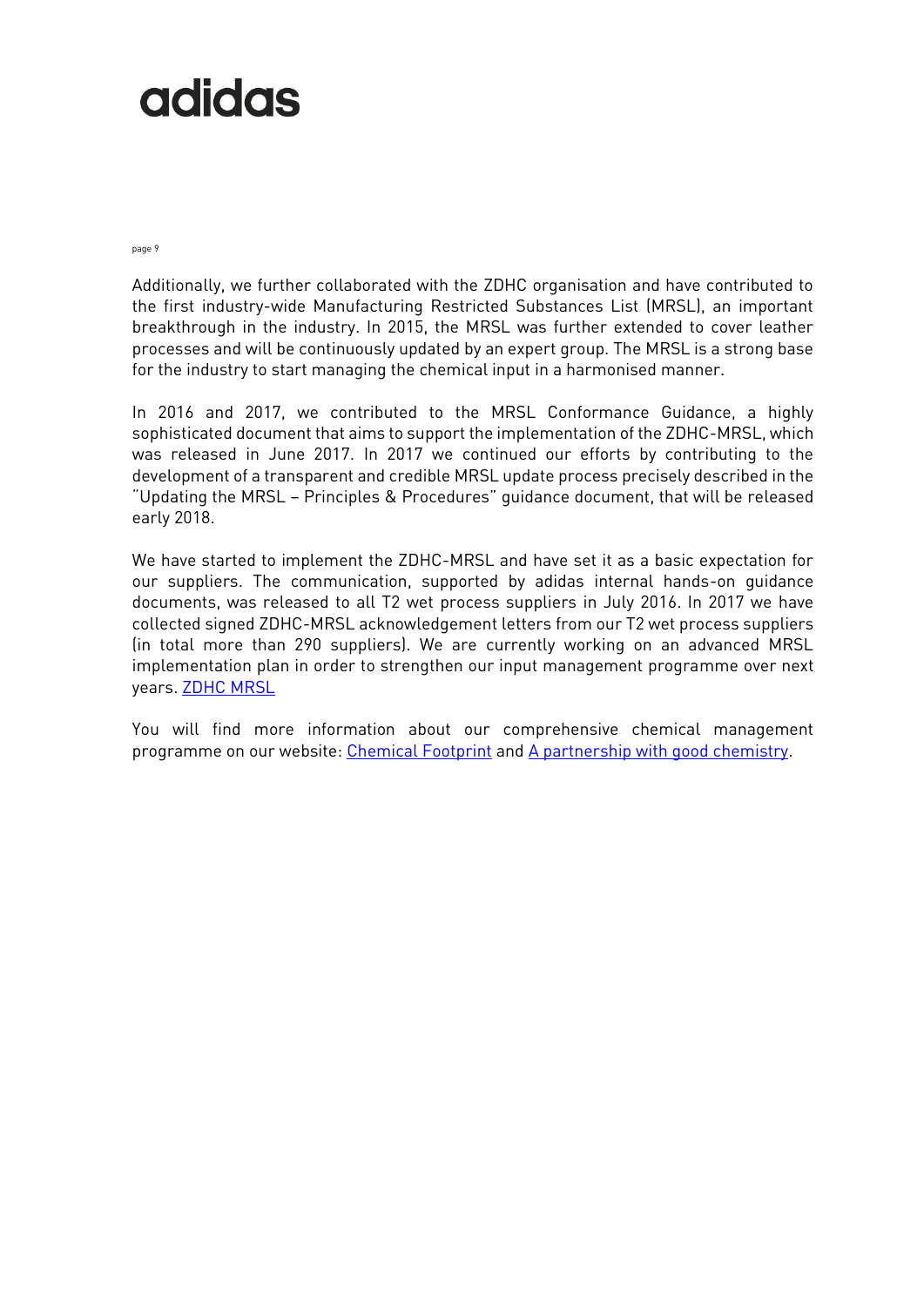Additionally, we further collaborated with the ZDHC organisation and have contributed to the first industry-wide Manufacturing Restricted Substances List (MRSL), an important breakthrough in the industry. In 2015, the MRSL was further extended to cover leather processes and will be continuously updated by an expert group. The MRSL is a strong base for the industry to start managing the chemical input in a harmonised manner.

In 2016 and 2017, we contributed to the MRSL Conformance Guidance, a highly sophisticated document that aims to support the implementation of the ZDHC-MRSL, which was released in June 2017. In 2017 we continued our efforts by contributing to the development of a transparent and credible MRSL update process precisely described in the "Updating the MRSL – Principles & Procedures" guidance document, that will be released early 2018.

We have started to implement the ZDHC-MRSL and have set it as a basic expectation for our suppliers. The communication, supported by adidas internal hands-on guidance documents, was released to all T2 wet process suppliers in July 2016. In 2017 we have collected signed ZDHC-MRSL acknowledgement letters from our T2 wet process suppliers (in total more than 290 suppliers). We are currently working on an advanced MRSL implementation plan in order to strengthen our input management programme over next years. ZDHC MRSL

You will find more information about our comprehensive chemical management programme on our website: Chemical Footprint and A partnership with good chemistry.